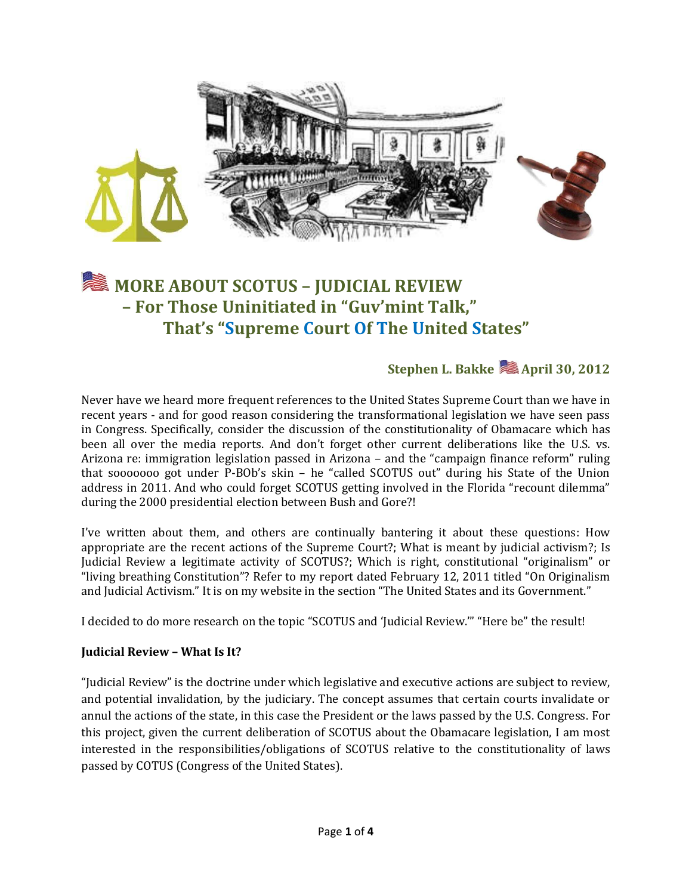# MORE ABOUT SCOTUS – JUDICIAL REVIEW – For Those Uninitiated in "Guv'mint Talk," That's "Supreme Court Of The United States"

**Stephen L. Bakke April 30, 2012**

Never have we heard more frequent references to the United States Supreme Court than we have in recent years - and for good reason considering the transformational legislation we have seen pass in Congress. Specifically, consider the discussion of the constitutionality of Obamacare which has been all over the media reports. And don't forget other current deliberations like the U.S. vs. Arizona re: immigration legislation passed in Arizona – and the "campaign finance reform" ruling that sooooooo got under P-BOb's skin – he "called SCOTUS out" during his State of the Union address in 2011. And who could forget SCOTUS getting involved in the Florida "recount dilemma" during the 2000 presidential election between Bush and Gore?!

I've written about them, and others are continually bantering it about these questions: How appropriate are the recent actions of the Supreme Court?; What is meant by judicial activism?; Is Judicial Review a legitimate activity of SCOTUS?; Which is right, constitutional "originalism" or "living breathing Constitution"? Refer to my report dated February 12, 2011 titled "On Originalism and Judicial Activism." It is on my website in the section "The United States and its Government."

I decided to do more research on the topic "SCOTUS and 'Judicial Review.'" "Here be" the result!

**Judicial Review – What Is It?**

"Judicial Review" is the doctrine under which legislative and executive actions are subject to review, and potential invalidation, by the judiciary. The concept assumes that certain courts invalidate or annul the actions of the state, in this case the President or the laws passed by the U.S. Congress. For this project, given the current deliberation of SCOTUS about the Obamacare legislation, I am most interested in the responsibilities/obligations of SCOTUS relative to the constitutionality of laws passed by COTUS (Congress of the United States).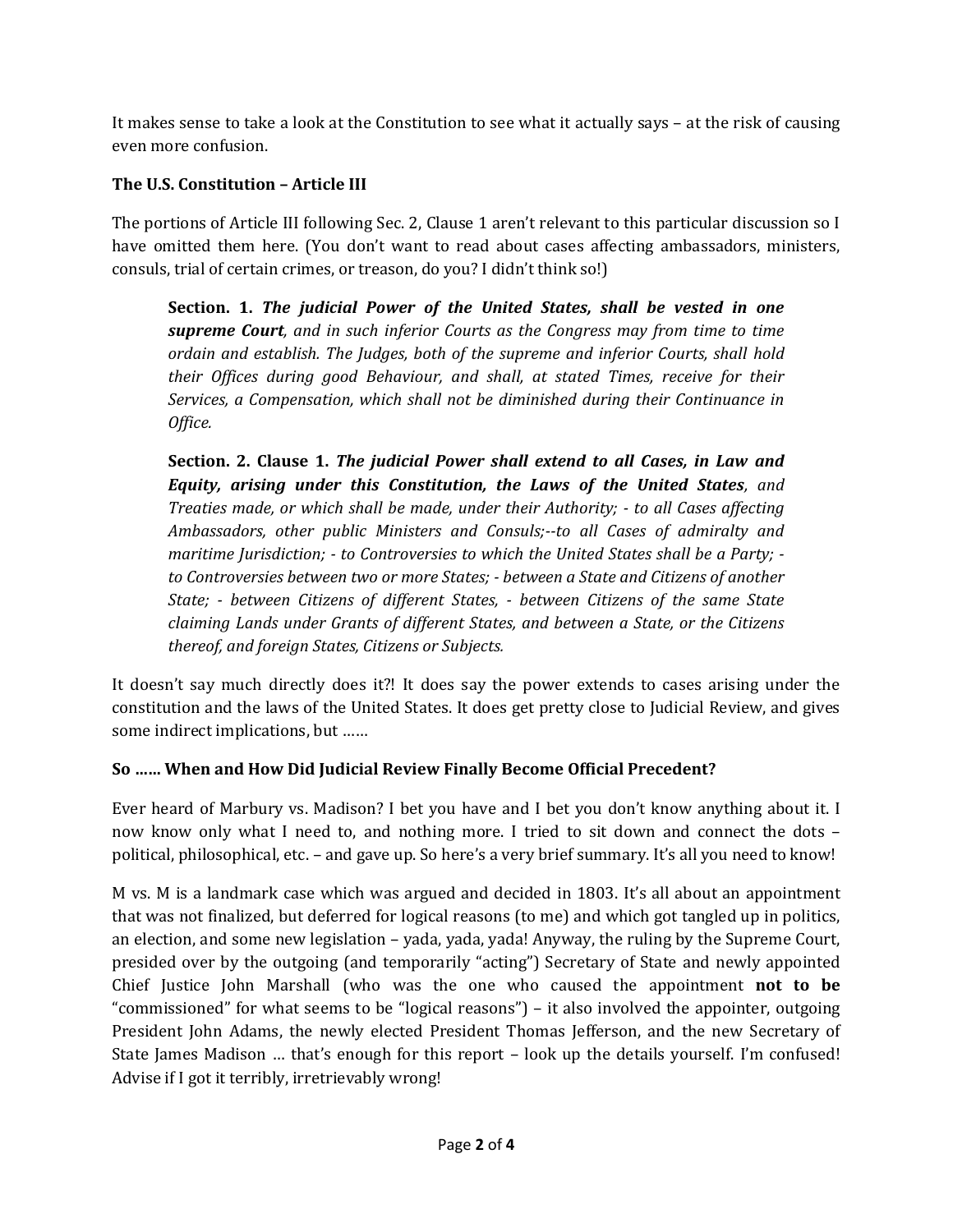It makes sense to take a look at the Constitution to see what it actually says – at the risk of causing even more confusion.

**The U.S. Constitution – Article III**

The portions of Article III following Sec. 2, Clause 1 aren't relevant to this particular discussion so I have omitted them here. (You don't want to read about cases affecting ambassadors, ministers, consuls, trial of certain crimes, or treason, do you? I didn't think so!)

> **Section. 1.** ***The judicial Power of the United States, shall be vested in one supreme Court****, and in such inferior Courts as the Congress may from time to time ordain and establish. The Judges, both of the supreme and inferior Courts, shall hold their Offices during good Behaviour, and shall, at stated Times, receive for their Services, a Compensation, which shall not be diminished during their Continuance in Office.*
>
> **Section. 2. Clause 1.** ***The judicial Power shall extend to all Cases, in Law and Equity, arising under this Constitution, the Laws of the United States****, and Treaties made, or which shall be made, under their Authority; - to all Cases affecting Ambassadors, other public Ministers and Consuls;--to all Cases of admiralty and maritime Jurisdiction; - to Controversies to which the United States shall be a Party; - to Controversies between two or more States; - between a State and Citizens of another State; - between Citizens of different States, - between Citizens of the same State claiming Lands under Grants of different States, and between a State, or the Citizens thereof, and foreign States, Citizens or Subjects.*

It doesn't say much directly does it?! It does say the power extends to cases arising under the constitution and the laws of the United States. It does get pretty close to Judicial Review, and gives some indirect implications, but ……

**So …… When and How Did Judicial Review Finally Become Official Precedent?**

Ever heard of Marbury vs. Madison? I bet you have and I bet you don't know anything about it. I now know only what I need to, and nothing more. I tried to sit down and connect the dots – political, philosophical, etc. – and gave up. So here's a very brief summary. It's all you need to know!

M vs. M is a landmark case which was argued and decided in 1803. It's all about an appointment that was not finalized, but deferred for logical reasons (to me) and which got tangled up in politics, an election, and some new legislation – yada, yada, yada! Anyway, the ruling by the Supreme Court, presided over by the outgoing (and temporarily "acting") Secretary of State and newly appointed Chief Justice John Marshall (who was the one who caused the appointment **not to be** "commissioned" for what seems to be "logical reasons") – it also involved the appointer, outgoing President John Adams, the newly elected President Thomas Jefferson, and the new Secretary of State James Madison … that's enough for this report – look up the details yourself. I'm confused! Advise if I got it terribly, irretrievably wrong!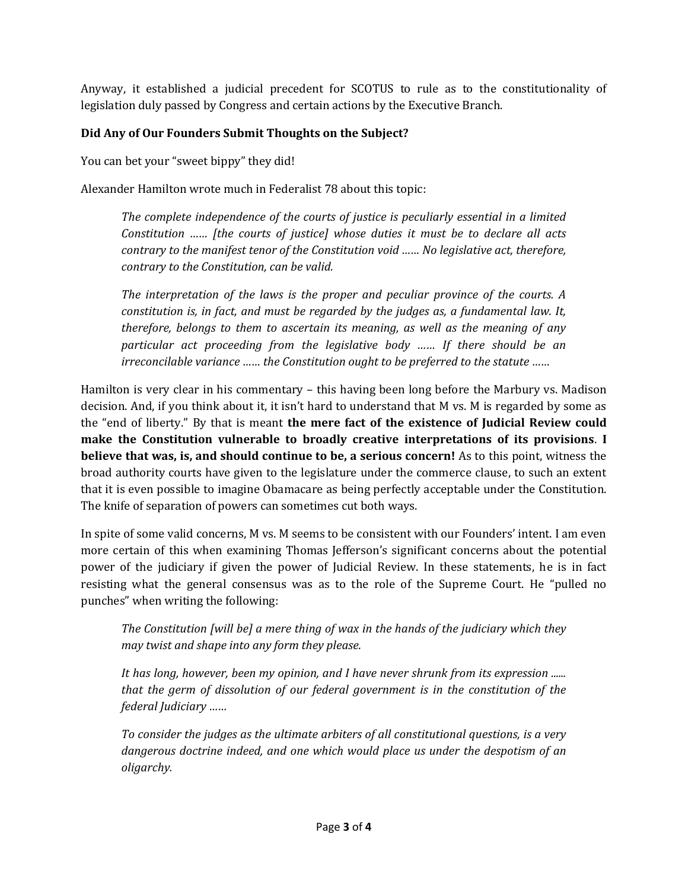Anyway, it established a judicial precedent for SCOTUS to rule as to the constitutionality of legislation duly passed by Congress and certain actions by the Executive Branch.

**Did Any of Our Founders Submit Thoughts on the Subject?**

You can bet your "sweet bippy" they did!

Alexander Hamilton wrote much in Federalist 78 about this topic:

> *The complete independence of the courts of justice is peculiarly essential in a limited Constitution …… [the courts of justice] whose duties it must be to declare all acts contrary to the manifest tenor of the Constitution void …… No legislative act, therefore, contrary to the Constitution, can be valid.*
>
> *The interpretation of the laws is the proper and peculiar province of the courts. A constitution is, in fact, and must be regarded by the judges as, a fundamental law. It, therefore, belongs to them to ascertain its meaning, as well as the meaning of any particular act proceeding from the legislative body …… If there should be an irreconcilable variance …… the Constitution ought to be preferred to the statute ……*

Hamilton is very clear in his commentary – this having been long before the Marbury vs. Madison decision. And, if you think about it, it isn't hard to understand that M vs. M is regarded by some as the "end of liberty." By that is meant **the mere fact of the existence of Judicial Review could make the Constitution vulnerable to broadly creative interpretations of its provisions**. **I believe that was, is, and should continue to be, a serious concern!** As to this point, witness the broad authority courts have given to the legislature under the commerce clause, to such an extent that it is even possible to imagine Obamacare as being perfectly acceptable under the Constitution. The knife of separation of powers can sometimes cut both ways.

In spite of some valid concerns, M vs. M seems to be consistent with our Founders' intent. I am even more certain of this when examining Thomas Jefferson's significant concerns about the potential power of the judiciary if given the power of Judicial Review. In these statements, he is in fact resisting what the general consensus was as to the role of the Supreme Court. He "pulled no punches" when writing the following:

> *The Constitution [will be] a mere thing of wax in the hands of the judiciary which they may twist and shape into any form they please.*
>
> *It has long, however, been my opinion, and I have never shrunk from its expression ...... that the germ of dissolution of our federal government is in the constitution of the federal Judiciary ……*
>
> *To consider the judges as the ultimate arbiters of all constitutional questions, is a very dangerous doctrine indeed, and one which would place us under the despotism of an oligarchy.*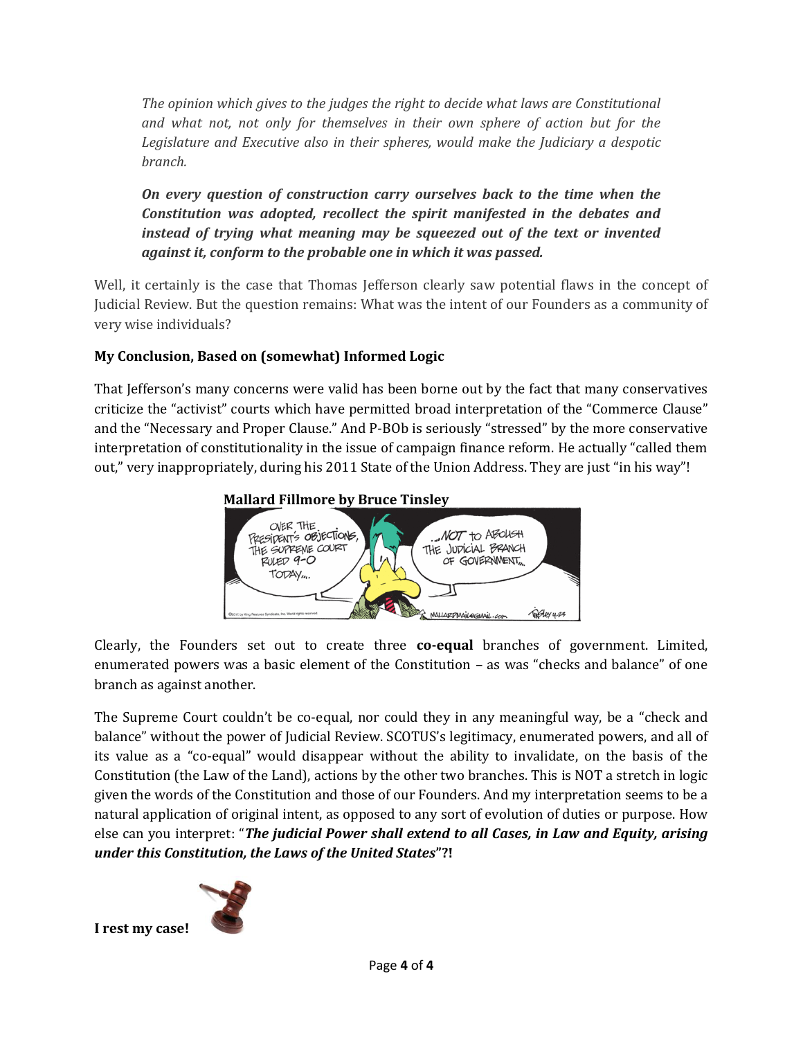*The opinion which gives to the judges the right to decide what laws are Constitutional and what not, not only for themselves in their own sphere of action but for the Legislature and Executive also in their spheres, would make the Judiciary a despotic branch.*

***On every question of construction carry ourselves back to the time when the Constitution was adopted, recollect the spirit manifested in the debates and instead of trying what meaning may be squeezed out of the text or invented against it, conform to the probable one in which it was passed.***

Well, it certainly is the case that Thomas Jefferson clearly saw potential flaws in the concept of Judicial Review. But the question remains: What was the intent of our Founders as a community of very wise individuals?

**My Conclusion, Based on (somewhat) Informed Logic**

That Jefferson's many concerns were valid has been borne out by the fact that many conservatives criticize the "activist" courts which have permitted broad interpretation of the "Commerce Clause" and the "Necessary and Proper Clause." And P-BOb is seriously "stressed" by the more conservative interpretation of constitutionality in the issue of campaign finance reform. He actually "called them out," very inappropriately, during his 2011 State of the Union Address. They are just "in his way"!

**Mallard Fillmore by Bruce Tinsley**

Clearly, the Founders set out to create three **co-equal** branches of government. Limited, enumerated powers was a basic element of the Constitution – as was "checks and balance" of one branch as against another.

The Supreme Court couldn't be co-equal, nor could they in any meaningful way, be a "check and balance" without the power of Judicial Review. SCOTUS's legitimacy, enumerated powers, and all of its value as a "co-equal" would disappear without the ability to invalidate, on the basis of the Constitution (the Law of the Land), actions by the other two branches. This is NOT a stretch in logic given the words of the Constitution and those of our Founders. And my interpretation seems to be a natural application of original intent, as opposed to any sort of evolution of duties or purpose. How else can you interpret: "***The judicial Power shall extend to all Cases, in Law and Equity, arising under this Constitution, the Laws of the United States*"?!**

**I rest my case!**